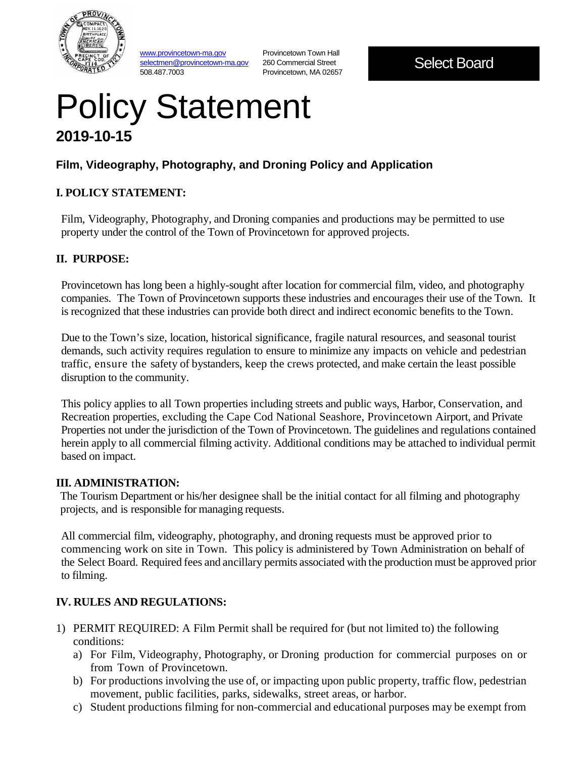www.provincetown-ma.gov
selectmen@provincetown-ma.gov
508.487.7003

Provincetown Town Hall
260 Commercial Street
Provincetown, MA 02657

**Select Board**

# Policy Statement

## 2019-10-15

### Film, Videography, Photography, and Droning Policy and Application

### I. POLICY STATEMENT:

Film, Videography, Photography, and Droning companies and productions may be permitted to use property under the control of the Town of Provincetown for approved projects.

### II. PURPOSE:

Provincetown has long been a highly-sought after location for commercial film, video, and photography companies. The Town of Provincetown supports these industries and encourages their use of the Town. It is recognized that these industries can provide both direct and indirect economic benefits to the Town.

Due to the Town's size, location, historical significance, fragile natural resources, and seasonal tourist demands, such activity requires regulation to ensure to minimize any impacts on vehicle and pedestrian traffic, ensure the safety of bystanders, keep the crews protected, and make certain the least possible disruption to the community.

This policy applies to all Town properties including streets and public ways, Harbor, Conservation, and Recreation properties, excluding the Cape Cod National Seashore, Provincetown Airport, and Private Properties not under the jurisdiction of the Town of Provincetown. The guidelines and regulations contained herein apply to all commercial filming activity. Additional conditions may be attached to individual permit based on impact.

### III. ADMINISTRATION:

The Tourism Department or his/her designee shall be the initial contact for all filming and photography projects, and is responsible for managing requests.

All commercial film, videography, photography, and droning requests must be approved prior to commencing work on site in Town. This policy is administered by Town Administration on behalf of the Select Board. Required fees and ancillary permits associated with the production must be approved prior to filming.

### IV. RULES AND REGULATIONS:

1) PERMIT REQUIRED: A Film Permit shall be required for (but not limited to) the following conditions:
   a) For Film, Videography, Photography, or Droning production for commercial purposes on or from Town of Provincetown.
   b) For productions involving the use of, or impacting upon public property, traffic flow, pedestrian movement, public facilities, parks, sidewalks, street areas, or harbor.
   c) Student productions filming for non-commercial and educational purposes may be exempt from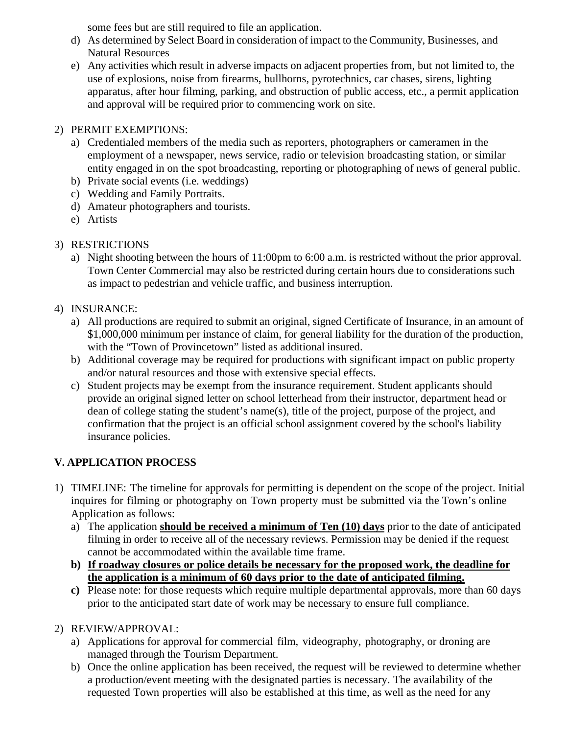some fees but are still required to file an application.

d) As determined by Select Board in consideration of impact to the Community, Businesses, and Natural Resources

e) Any activities which result in adverse impacts on adjacent properties from, but not limited to, the use of explosions, noise from firearms, bullhorns, pyrotechnics, car chases, sirens, lighting apparatus, after hour filming, parking, and obstruction of public access, etc., a permit application and approval will be required prior to commencing work on site.

2) PERMIT EXEMPTIONS:

a) Credentialed members of the media such as reporters, photographers or cameramen in the employment of a newspaper, news service, radio or television broadcasting station, or similar entity engaged in on the spot broadcasting, reporting or photographing of news of general public.

b) Private social events (i.e. weddings)

c) Wedding and Family Portraits.

d) Amateur photographers and tourists.

e) Artists

3) RESTRICTIONS

a) Night shooting between the hours of 11:00pm to 6:00 a.m. is restricted without the prior approval. Town Center Commercial may also be restricted during certain hours due to considerations such as impact to pedestrian and vehicle traffic, and business interruption.

4) INSURANCE:

a) All productions are required to submit an original, signed Certificate of Insurance, in an amount of $1,000,000 minimum per instance of claim, for general liability for the duration of the production, with the "Town of Provincetown" listed as additional insured.

b) Additional coverage may be required for productions with significant impact on public property and/or natural resources and those with extensive special effects.

c) Student projects may be exempt from the insurance requirement. Student applicants should provide an original signed letter on school letterhead from their instructor, department head or dean of college stating the student's name(s), title of the project, purpose of the project, and confirmation that the project is an official school assignment covered by the school's liability insurance policies.

## V. APPLICATION PROCESS

1) TIMELINE: The timeline for approvals for permitting is dependent on the scope of the project. Initial inquires for filming or photography on Town property must be submitted via the Town's online Application as follows:

a) The application **<u>should be received a minimum of Ten (10) days</u>** prior to the date of anticipated filming in order to receive all of the necessary reviews. Permission may be denied if the request cannot be accommodated within the available time frame.

**b) <u>If roadway closures or police details be necessary for the proposed work, the deadline for the application is a minimum of 60 days prior to the date of anticipated filming.</u>**

**c)** Please note: for those requests which require multiple departmental approvals, more than 60 days prior to the anticipated start date of work may be necessary to ensure full compliance.

2) REVIEW/APPROVAL:

a) Applications for approval for commercial film, videography, photography, or droning are managed through the Tourism Department.

b) Once the online application has been received, the request will be reviewed to determine whether a production/event meeting with the designated parties is necessary. The availability of the requested Town properties will also be established at this time, as well as the need for any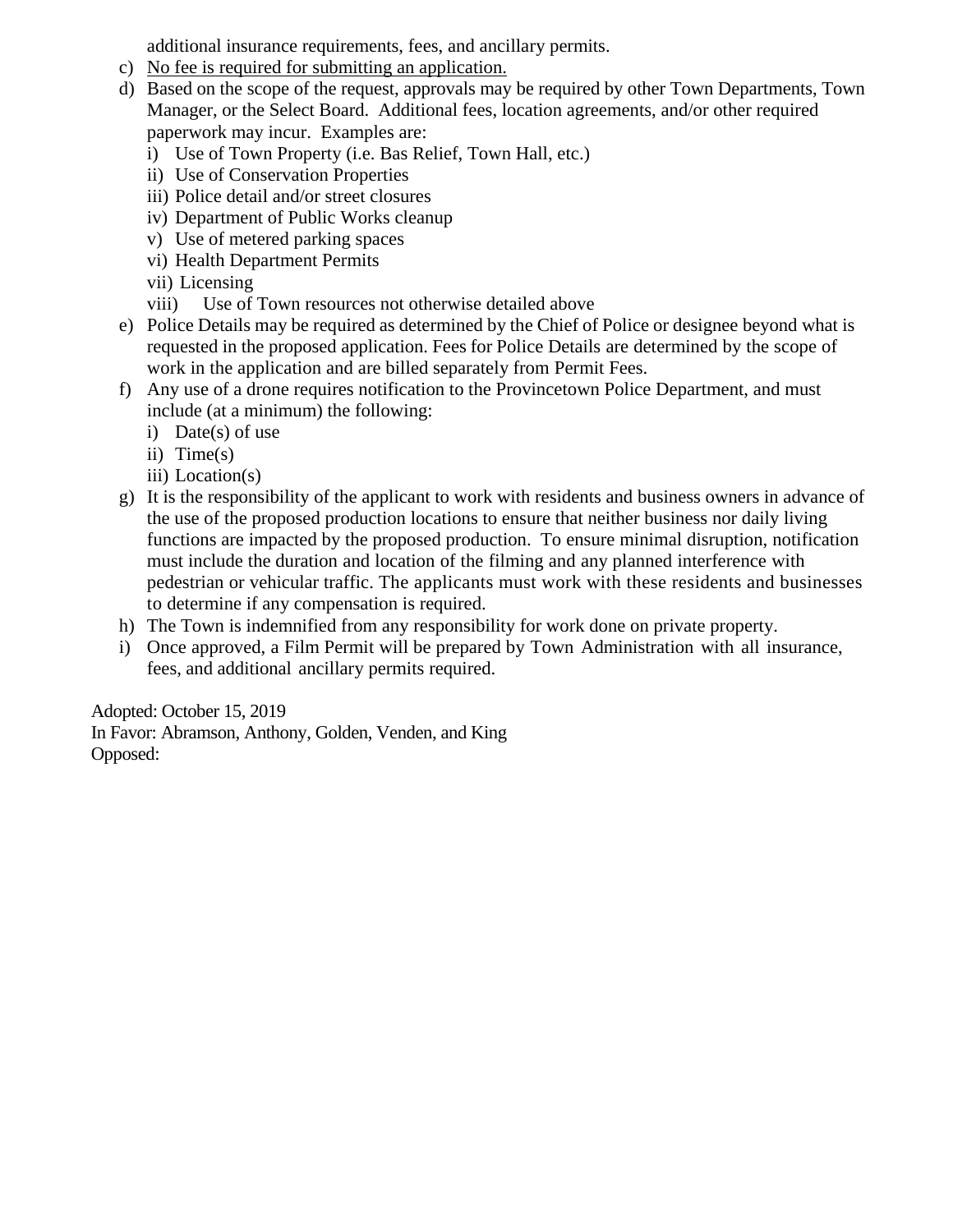additional insurance requirements, fees, and ancillary permits.

c) <u>No fee is required for submitting an application.</u>
d) Based on the scope of the request, approvals may be required by other Town Departments, Town Manager, or the Select Board. Additional fees, location agreements, and/or other required paperwork may incur. Examples are:
   i) Use of Town Property (i.e. Bas Relief, Town Hall, etc.)
   ii) Use of Conservation Properties
   iii) Police detail and/or street closures
   iv) Department of Public Works cleanup
   v) Use of metered parking spaces
   vi) Health Department Permits
   vii) Licensing
   viii) Use of Town resources not otherwise detailed above
e) Police Details may be required as determined by the Chief of Police or designee beyond what is requested in the proposed application. Fees for Police Details are determined by the scope of work in the application and are billed separately from Permit Fees.
f) Any use of a drone requires notification to the Provincetown Police Department, and must include (at a minimum) the following:
   i) Date(s) of use
   ii) Time(s)
   iii) Location(s)
g) It is the responsibility of the applicant to work with residents and business owners in advance of the use of the proposed production locations to ensure that neither business nor daily living functions are impacted by the proposed production. To ensure minimal disruption, notification must include the duration and location of the filming and any planned interference with pedestrian or vehicular traffic. The applicants must work with these residents and businesses to determine if any compensation is required.
h) The Town is indemnified from any responsibility for work done on private property.
i) Once approved, a Film Permit will be prepared by Town Administration with all insurance, fees, and additional ancillary permits required.

Adopted: October 15, 2019
In Favor: Abramson, Anthony, Golden, Venden, and King
Opposed: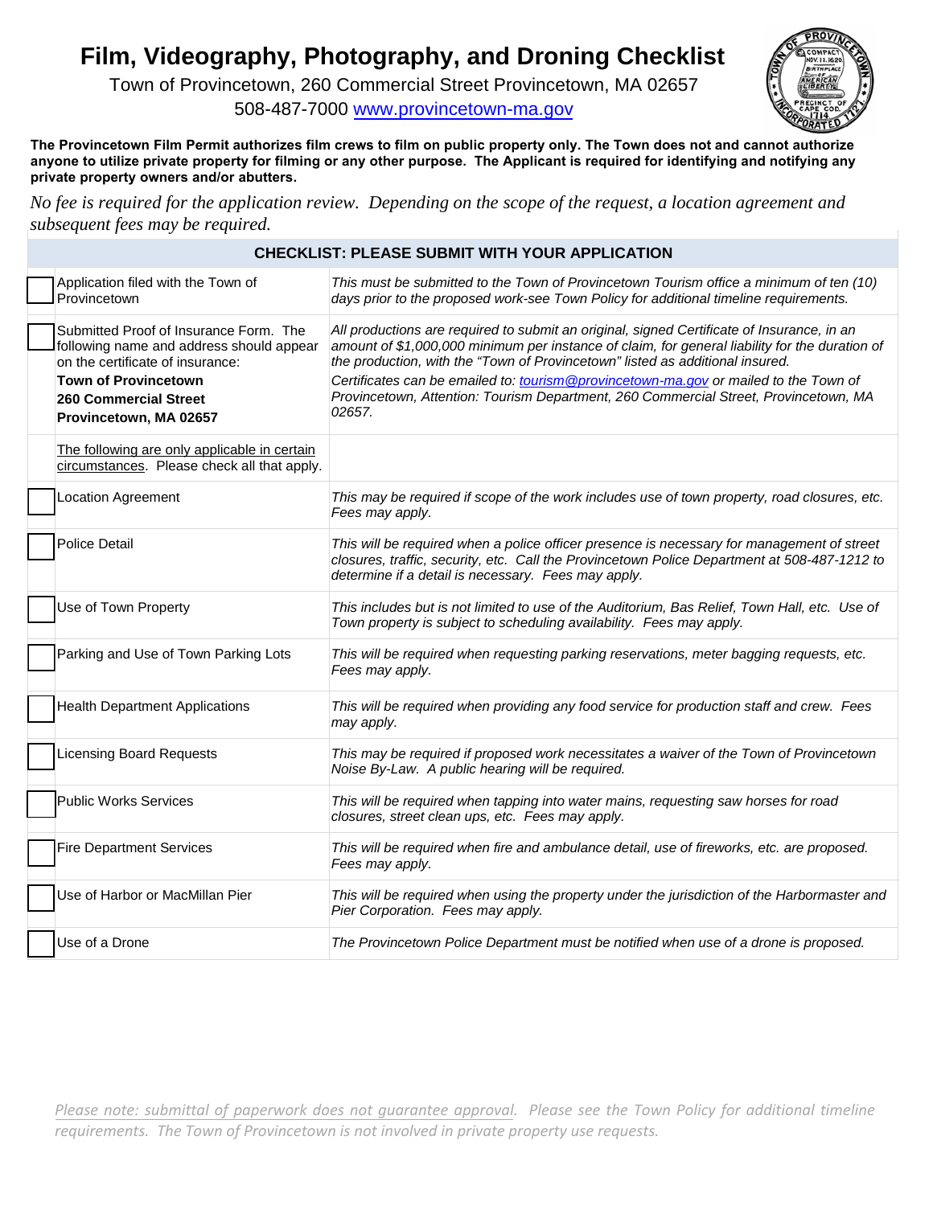# Film, Videography, Photography, and Droning Checklist

Town of Provincetown, 260 Commercial Street Provincetown, MA 02657
508-487-7000 www.provincetown-ma.gov

**The Provincetown Film Permit authorizes film crews to film on public property only. The Town does not and cannot authorize anyone to utilize private property for filming or any other purpose. The Applicant is required for identifying and notifying any private property owners and/or abutters.**

*No fee is required for the application review. Depending on the scope of the request, a location agreement and subsequent fees may be required.*

| CHECKLIST: PLEASE SUBMIT WITH YOUR APPLICATION | |
|---|---|
| ☐ Application filed with the Town of Provincetown | *This must be submitted to the Town of Provincetown Tourism office a minimum of ten (10) days prior to the proposed work-see Town Policy for additional timeline requirements.* |
| ☐ Submitted Proof of Insurance Form. The following name and address should appear on the certificate of insurance: **Town of Provincetown 260 Commercial Street Provincetown, MA 02657** | *All productions are required to submit an original, signed Certificate of Insurance, in an amount of $1,000,000 minimum per instance of claim, for general liability for the duration of the production, with the "Town of Provincetown" listed as additional insured.* *Certificates can be emailed to: tourism@provincetown-ma.gov or mailed to the Town of Provincetown, Attention: Tourism Department, 260 Commercial Street, Provincetown, MA 02657.* |
| The following are only applicable in certain circumstances. Please check all that apply. | |
| ☐ Location Agreement | *This may be required if scope of the work includes use of town property, road closures, etc. Fees may apply.* |
| ☐ Police Detail | *This will be required when a police officer presence is necessary for management of street closures, traffic, security, etc. Call the Provincetown Police Department at 508-487-1212 to determine if a detail is necessary. Fees may apply.* |
| ☐ Use of Town Property | *This includes but is not limited to use of the Auditorium, Bas Relief, Town Hall, etc. Use of Town property is subject to scheduling availability. Fees may apply.* |
| ☐ Parking and Use of Town Parking Lots | *This will be required when requesting parking reservations, meter bagging requests, etc. Fees may apply.* |
| ☐ Health Department Applications | *This will be required when providing any food service for production staff and crew. Fees may apply.* |
| ☐ Licensing Board Requests | *This may be required if proposed work necessitates a waiver of the Town of Provincetown Noise By-Law. A public hearing will be required.* |
| ☐ Public Works Services | *This will be required when tapping into water mains, requesting saw horses for road closures, street clean ups, etc. Fees may apply.* |
| ☐ Fire Department Services | *This will be required when fire and ambulance detail, use of fireworks, etc. are proposed. Fees may apply.* |
| ☐ Use of Harbor or MacMillan Pier | *This will be required when using the property under the jurisdiction of the Harbormaster and Pier Corporation. Fees may apply.* |
| ☐ Use of a Drone | *The Provincetown Police Department must be notified when use of a drone is proposed.* |

*Please note: submittal of paperwork does not guarantee approval. Please see the Town Policy for additional timeline requirements. The Town of Provincetown is not involved in private property use requests.*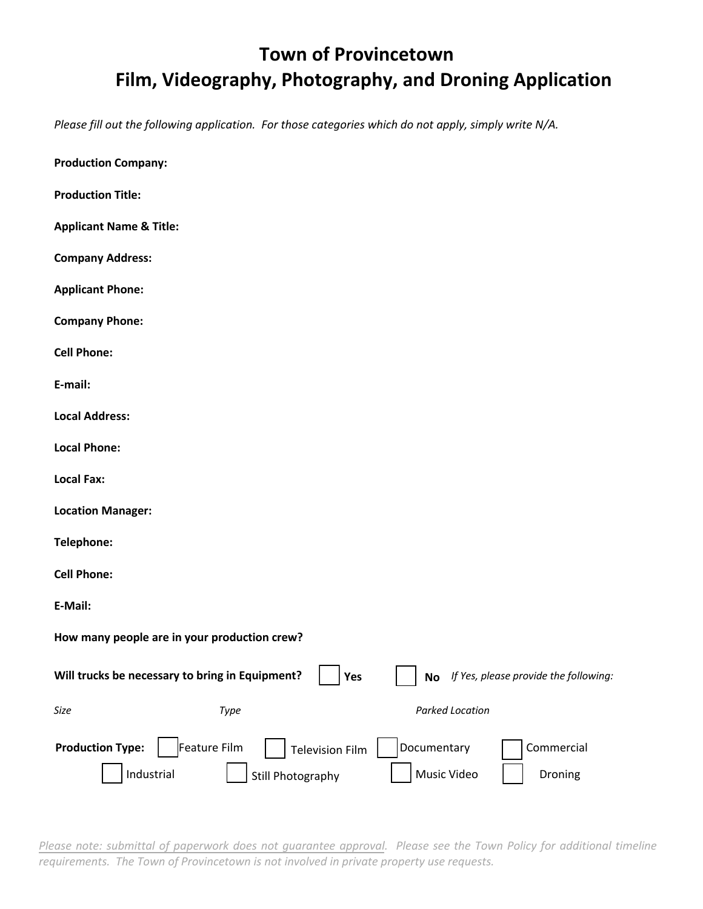# Town of Provincetown
# Film, Videography, Photography, and Droning Application

*Please fill out the following application. For those categories which do not apply, simply write N/A.*

**Production Company:**

**Production Title:**

**Applicant Name & Title:**

**Company Address:**

**Applicant Phone:**

**Company Phone:**

**Cell Phone:**

**E-mail:**

**Local Address:**

**Local Phone:**

**Local Fax:**

**Location Manager:**

**Telephone:**

**Cell Phone:**

**E-Mail:**

**How many people are in your production crew?**

**Will trucks be necessary to bring in Equipment?** ☐ **Yes** ☐ **No** *If Yes, please provide the following:*

*Size* *Type* *Parked Location*

**Production Type:** ☐ Feature Film ☐ Television Film ☐ Documentary ☐ Commercial ☐ Industrial ☐ Still Photography ☐ Music Video ☐ Droning

*Please note: submittal of paperwork does not guarantee approval. Please see the Town Policy for additional timeline requirements. The Town of Provincetown is not involved in private property use requests.*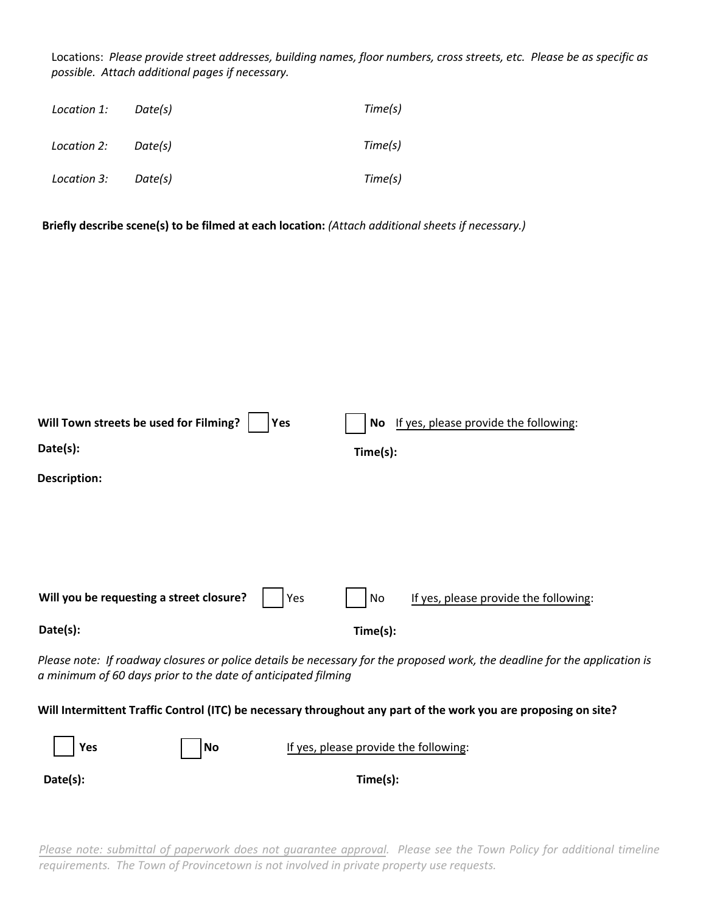Locations: *Please provide street addresses, building names, floor numbers, cross streets, etc. Please be as specific as possible. Attach additional pages if necessary.*

*Location 1:* *Date(s)* *Time(s)*

*Location 2:* *Date(s)* *Time(s)*

*Location 3:* *Date(s)* *Time(s)*

**Briefly describe scene(s) to be filmed at each location:** *(Attach additional sheets if necessary.)*

**Will Town streets be used for Filming?** ☐ **Yes** ☐ **No** If yes, please provide the following:

**Date(s):** **Time(s):**

**Description:**

**Will you be requesting a street closure?** ☐ Yes ☐ No If yes, please provide the following:

**Date(s):** **Time(s):**

*Please note: If roadway closures or police details be necessary for the proposed work, the deadline for the application is a minimum of 60 days prior to the date of anticipated filming*

**Will Intermittent Traffic Control (ITC) be necessary throughout any part of the work you are proposing on site?**

☐ **Yes** ☐ **No** If yes, please provide the following:

**Date(s):** **Time(s):**

*Please note: submittal of paperwork does not guarantee approval. Please see the Town Policy for additional timeline requirements. The Town of Provincetown is not involved in private property use requests.*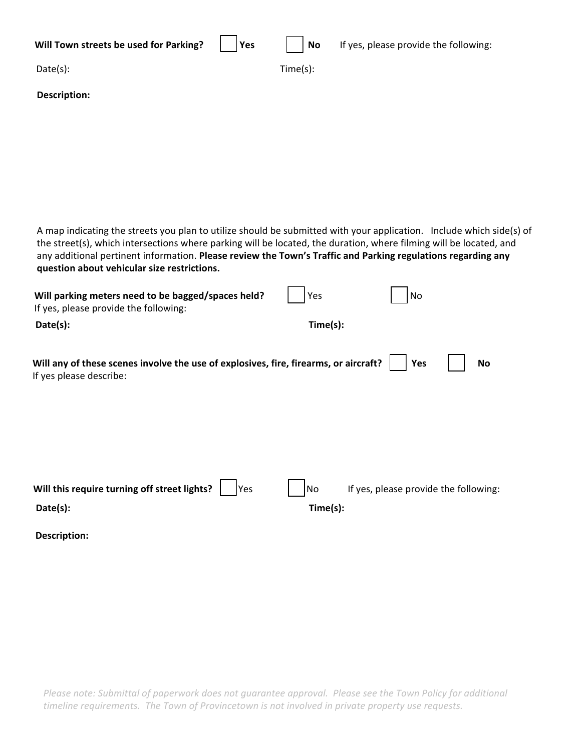**Will Town streets be used for Parking?** ☐ **Yes** ☐ **No** If yes, please provide the following:

Date(s): Time(s):

**Description:**

A map indicating the streets you plan to utilize should be submitted with your application. Include which side(s) of the street(s), which intersections where parking will be located, the duration, where filming will be located, and any additional pertinent information. **Please review the Town's Traffic and Parking regulations regarding any question about vehicular size restrictions.**

**Will parking meters need to be bagged/spaces held?** ☐ Yes ☐ No
If yes, please provide the following:

**Date(s):** **Time(s):**

**Will any of these scenes involve the use of explosives, fire, firearms, or aircraft?** ☐ **Yes** ☐ **No**
If yes please describe:

**Will this require turning off street lights?** ☐ Yes ☐ No If yes, please provide the following:

**Date(s):** **Time(s):**

**Description:**

*Please note: Submittal of paperwork does not guarantee approval. Please see the Town Policy for additional timeline requirements. The Town of Provincetown is not involved in private property use requests.*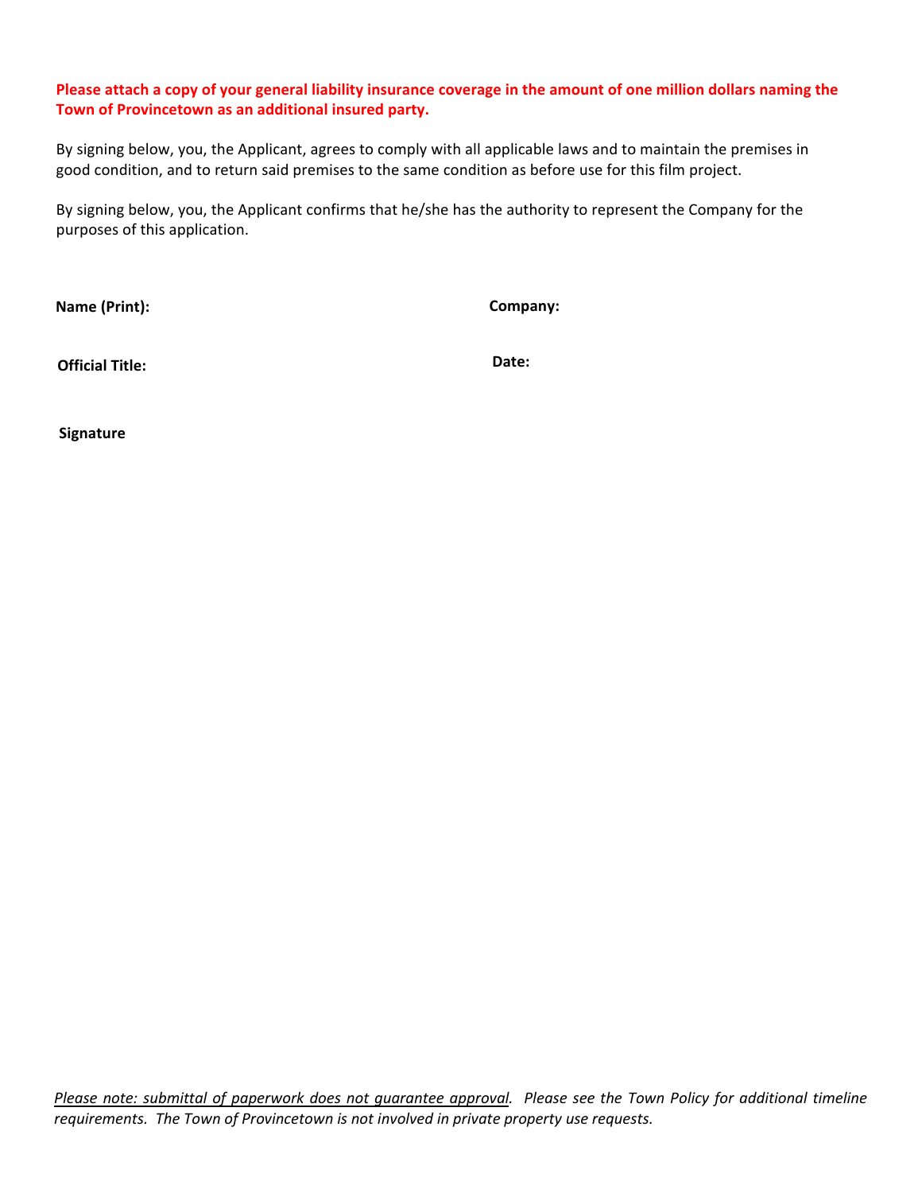**Please attach a copy of your general liability insurance coverage in the amount of one million dollars naming the Town of Provincetown as an additional insured party.**

By signing below, you, the Applicant, agrees to comply with all applicable laws and to maintain the premises in good condition, and to return said premises to the same condition as before use for this film project.

By signing below, you, the Applicant confirms that he/she has the authority to represent the Company for the purposes of this application.

**Name (Print):**

**Company:**

**Official Title:**

**Date:**

**Signature**

*Please note: submittal of paperwork does not guarantee approval. Please see the Town Policy for additional timeline requirements. The Town of Provincetown is not involved in private property use requests.*